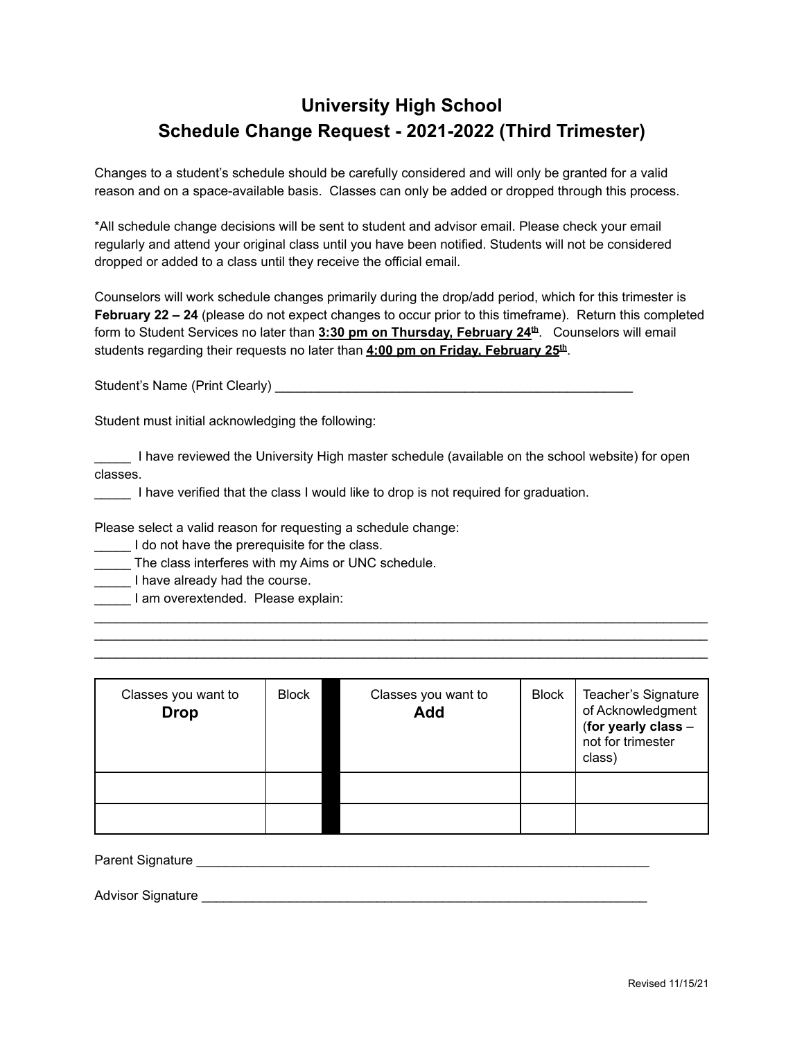# University High School
## Schedule Change Request - 2021-2022 (Third Trimester)

Changes to a student's schedule should be carefully considered and will only be granted for a valid reason and on a space-available basis. Classes can only be added or dropped through this process.

*All schedule change decisions will be sent to student and advisor email. Please check your email regularly and attend your original class until you have been notified. Students will not be considered dropped or added to a class until they receive the official email.

Counselors will work schedule changes primarily during the drop/add period, which for this trimester is **February 22 – 24** (please do not expect changes to occur prior to this timeframe). Return this completed form to Student Services no later than **3:30 pm on Thursday, February 24th**. Counselors will email students regarding their requests no later than **4:00 pm on Friday, February 25th**.

Student's Name (Print Clearly) ___________________________________________________

Student must initial acknowledging the following:

_____ I have reviewed the University High master schedule (available on the school website) for open classes.

_____ I have verified that the class I would like to drop is not required for graduation.

Please select a valid reason for requesting a schedule change:

_____ I do not have the prerequisite for the class.

_____ The class interferes with my Aims or UNC schedule.

_____ I have already had the course.

_____ I am overextended. Please explain:

_______________________________________________________________________________________

_______________________________________________________________________________________

_______________________________________________________________________________________

| Classes you want to **Drop** | Block | Classes you want to **Add** | Block | Teacher's Signature of Acknowledgment (**for yearly class** – not for trimester class) |
|---|---|---|---|---|
| | | | | |
| | | | | |

Parent Signature _________________________________________________________________

Advisor Signature ________________________________________________________________

Revised 11/15/21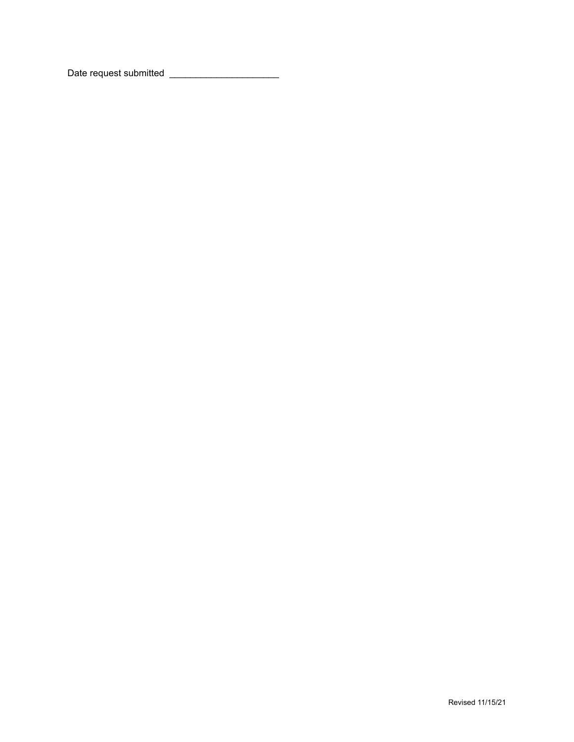Date request submitted _____________________

Revised 11/15/21